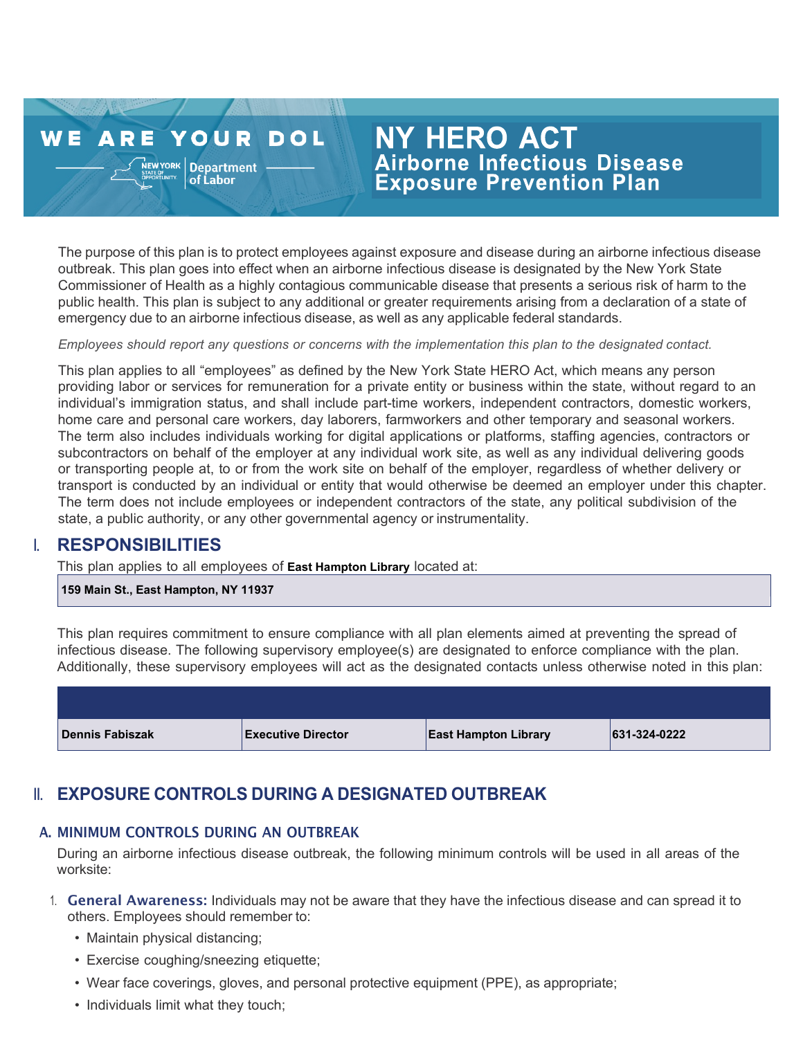WE ARE YOUR DOL

NEW YORK STATE OF OPPORTUNITY | Department of Labor

# NY HERO ACT
## Airborne Infectious Disease Exposure Prevention Plan

The purpose of this plan is to protect employees against exposure and disease during an airborne infectious disease outbreak. This plan goes into effect when an airborne infectious disease is designated by the New York State Commissioner of Health as a highly contagious communicable disease that presents a serious risk of harm to the public health. This plan is subject to any additional or greater requirements arising from a declaration of a state of emergency due to an airborne infectious disease, as well as any applicable federal standards.

*Employees should report any questions or concerns with the implementation this plan to the designated contact.*

This plan applies to all "employees" as defined by the New York State HERO Act, which means any person providing labor or services for remuneration for a private entity or business within the state, without regard to an individual's immigration status, and shall include part-time workers, independent contractors, domestic workers, home care and personal care workers, day laborers, farmworkers and other temporary and seasonal workers. The term also includes individuals working for digital applications or platforms, staffing agencies, contractors or subcontractors on behalf of the employer at any individual work site, as well as any individual delivering goods or transporting people at, to or from the work site on behalf of the employer, regardless of whether delivery or transport is conducted by an individual or entity that would otherwise be deemed an employer under this chapter. The term does not include employees or independent contractors of the state, any political subdivision of the state, a public authority, or any other governmental agency or instrumentality.

## I. RESPONSIBILITIES

This plan applies to all employees of **East Hampton Library** located at:

**159 Main St., East Hampton, NY 11937**

This plan requires commitment to ensure compliance with all plan elements aimed at preventing the spread of infectious disease. The following supervisory employee(s) are designated to enforce compliance with the plan. Additionally, these supervisory employees will act as the designated contacts unless otherwise noted in this plan:

| | | | |
|---|---|---|---|
| **Dennis Fabiszak** | **Executive Director** | **East Hampton Library** | **631-324-0222** |

## II. EXPOSURE CONTROLS DURING A DESIGNATED OUTBREAK

### A. MINIMUM CONTROLS DURING AN OUTBREAK

During an airborne infectious disease outbreak, the following minimum controls will be used in all areas of the worksite:

1. **General Awareness:** Individuals may not be aware that they have the infectious disease and can spread it to others. Employees should remember to:
   - Maintain physical distancing;
   - Exercise coughing/sneezing etiquette;
   - Wear face coverings, gloves, and personal protective equipment (PPE), as appropriate;
   - Individuals limit what they touch;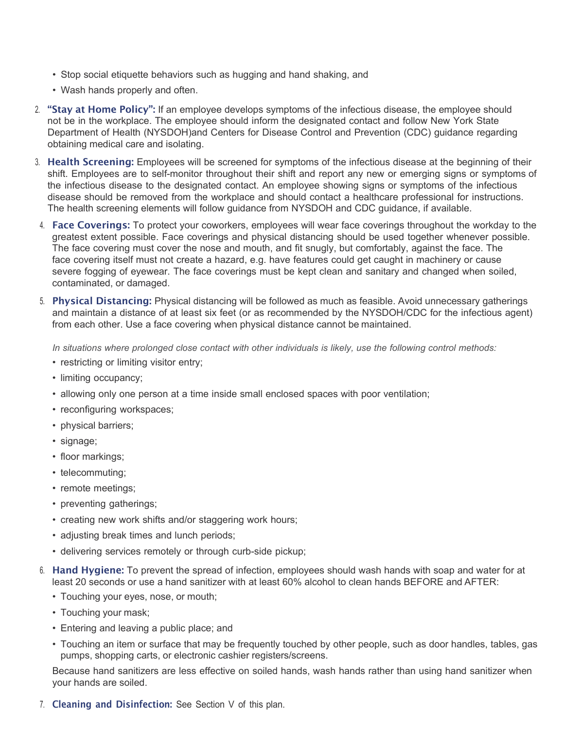- Stop social etiquette behaviors such as hugging and hand shaking, and
- Wash hands properly and often.

2. **"Stay at Home Policy":** If an employee develops symptoms of the infectious disease, the employee should not be in the workplace. The employee should inform the designated contact and follow New York State Department of Health (NYSDOH)and Centers for Disease Control and Prevention (CDC) guidance regarding obtaining medical care and isolating.

3. **Health Screening:** Employees will be screened for symptoms of the infectious disease at the beginning of their shift. Employees are to self-monitor throughout their shift and report any new or emerging signs or symptoms of the infectious disease to the designated contact. An employee showing signs or symptoms of the infectious disease should be removed from the workplace and should contact a healthcare professional for instructions. The health screening elements will follow guidance from NYSDOH and CDC guidance, if available.

4. **Face Coverings:** To protect your coworkers, employees will wear face coverings throughout the workday to the greatest extent possible. Face coverings and physical distancing should be used together whenever possible. The face covering must cover the nose and mouth, and fit snugly, but comfortably, against the face. The face covering itself must not create a hazard, e.g. have features could get caught in machinery or cause severe fogging of eyewear. The face coverings must be kept clean and sanitary and changed when soiled, contaminated, or damaged.

5. **Physical Distancing:** Physical distancing will be followed as much as feasible. Avoid unnecessary gatherings and maintain a distance of at least six feet (or as recommended by the NYSDOH/CDC for the infectious agent) from each other. Use a face covering when physical distance cannot be maintained.

   *In situations where prolonged close contact with other individuals is likely, use the following control methods:*

   - restricting or limiting visitor entry;
   - limiting occupancy;
   - allowing only one person at a time inside small enclosed spaces with poor ventilation;
   - reconfiguring workspaces;
   - physical barriers;
   - signage;
   - floor markings;
   - telecommuting;
   - remote meetings;
   - preventing gatherings;
   - creating new work shifts and/or staggering work hours;
   - adjusting break times and lunch periods;
   - delivering services remotely or through curb-side pickup;

6. **Hand Hygiene:** To prevent the spread of infection, employees should wash hands with soap and water for at least 20 seconds or use a hand sanitizer with at least 60% alcohol to clean hands BEFORE and AFTER:

   - Touching your eyes, nose, or mouth;
   - Touching your mask;
   - Entering and leaving a public place; and
   - Touching an item or surface that may be frequently touched by other people, such as door handles, tables, gas pumps, shopping carts, or electronic cashier registers/screens.

   Because hand sanitizers are less effective on soiled hands, wash hands rather than using hand sanitizer when your hands are soiled.

7. **Cleaning and Disinfection:** See Section V of this plan.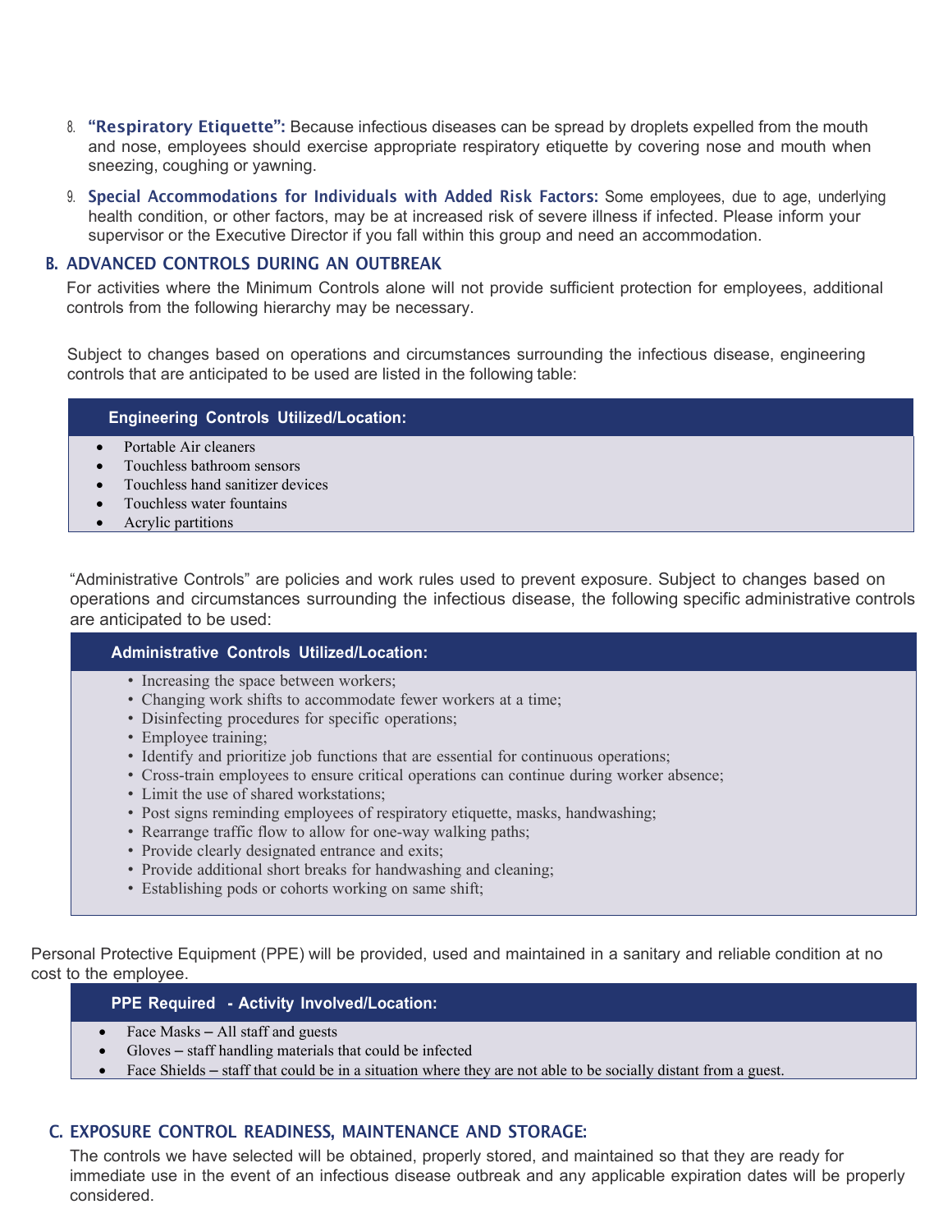8. **"Respiratory Etiquette":** Because infectious diseases can be spread by droplets expelled from the mouth and nose, employees should exercise appropriate respiratory etiquette by covering nose and mouth when sneezing, coughing or yawning.

9. **Special Accommodations for Individuals with Added Risk Factors:** Some employees, due to age, underlying health condition, or other factors, may be at increased risk of severe illness if infected. Please inform your supervisor or the Executive Director if you fall within this group and need an accommodation.

## B. ADVANCED CONTROLS DURING AN OUTBREAK

For activities where the Minimum Controls alone will not provide sufficient protection for employees, additional controls from the following hierarchy may be necessary.

Subject to changes based on operations and circumstances surrounding the infectious disease, engineering controls that are anticipated to be used are listed in the following table:

| Engineering Controls Utilized/Location: |
| --- |
| • Portable Air cleaners<br>• Touchless bathroom sensors<br>• Touchless hand sanitizer devices<br>• Touchless water fountains<br>• Acrylic partitions |

"Administrative Controls" are policies and work rules used to prevent exposure. Subject to changes based on operations and circumstances surrounding the infectious disease, the following specific administrative controls are anticipated to be used:

| Administrative Controls Utilized/Location: |
| --- |
| • Increasing the space between workers;<br>• Changing work shifts to accommodate fewer workers at a time;<br>• Disinfecting procedures for specific operations;<br>• Employee training;<br>• Identify and prioritize job functions that are essential for continuous operations;<br>• Cross-train employees to ensure critical operations can continue during worker absence;<br>• Limit the use of shared workstations;<br>• Post signs reminding employees of respiratory etiquette, masks, handwashing;<br>• Rearrange traffic flow to allow for one-way walking paths;<br>• Provide clearly designated entrance and exits;<br>• Provide additional short breaks for handwashing and cleaning;<br>• Establishing pods or cohorts working on same shift; |

Personal Protective Equipment (PPE) will be provided, used and maintained in a sanitary and reliable condition at no cost to the employee.

| PPE Required - Activity Involved/Location: |
| --- |
| • Face Masks – All staff and guests<br>• Gloves – staff handling materials that could be infected<br>• Face Shields – staff that could be in a situation where they are not able to be socially distant from a guest. |

## C. EXPOSURE CONTROL READINESS, MAINTENANCE AND STORAGE:

The controls we have selected will be obtained, properly stored, and maintained so that they are ready for immediate use in the event of an infectious disease outbreak and any applicable expiration dates will be properly considered.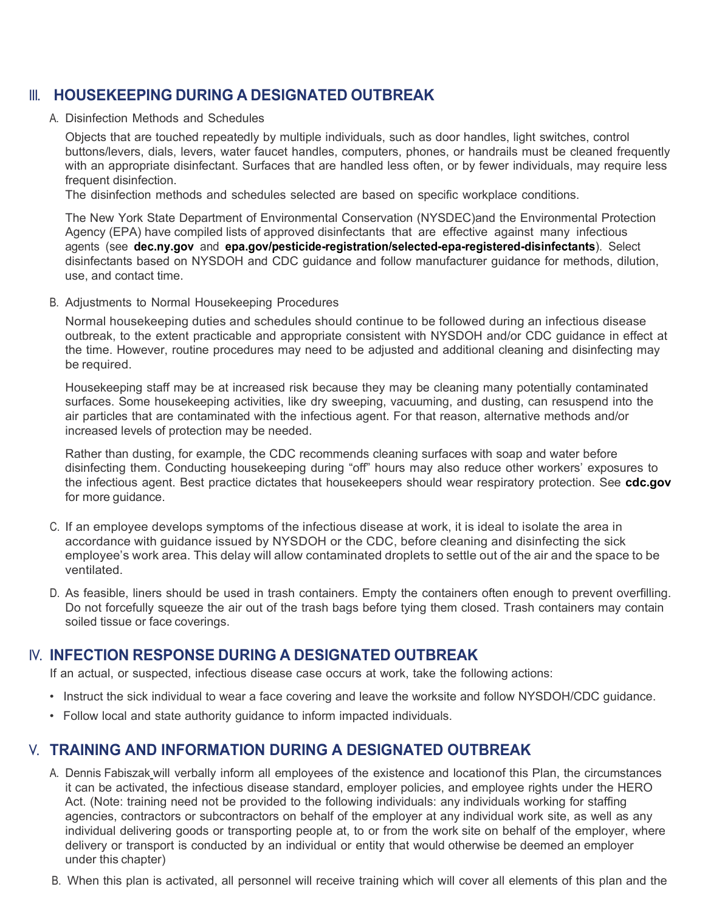## III. HOUSEKEEPING DURING A DESIGNATED OUTBREAK

A. Disinfection Methods and Schedules

Objects that are touched repeatedly by multiple individuals, such as door handles, light switches, control buttons/levers, dials, levers, water faucet handles, computers, phones, or handrails must be cleaned frequently with an appropriate disinfectant. Surfaces that are handled less often, or by fewer individuals, may require less frequent disinfection.
The disinfection methods and schedules selected are based on specific workplace conditions.

The New York State Department of Environmental Conservation (NYSDEC)and the Environmental Protection Agency (EPA) have compiled lists of approved disinfectants that are effective against many infectious agents (see **dec.ny.gov** and **epa.gov/pesticide-registration/selected-epa-registered-disinfectants**). Select disinfectants based on NYSDOH and CDC guidance and follow manufacturer guidance for methods, dilution, use, and contact time.

B. Adjustments to Normal Housekeeping Procedures

Normal housekeeping duties and schedules should continue to be followed during an infectious disease outbreak, to the extent practicable and appropriate consistent with NYSDOH and/or CDC guidance in effect at the time. However, routine procedures may need to be adjusted and additional cleaning and disinfecting may be required.

Housekeeping staff may be at increased risk because they may be cleaning many potentially contaminated surfaces. Some housekeeping activities, like dry sweeping, vacuuming, and dusting, can resuspend into the air particles that are contaminated with the infectious agent. For that reason, alternative methods and/or increased levels of protection may be needed.

Rather than dusting, for example, the CDC recommends cleaning surfaces with soap and water before disinfecting them. Conducting housekeeping during "off" hours may also reduce other workers' exposures to the infectious agent. Best practice dictates that housekeepers should wear respiratory protection. See **cdc.gov** for more guidance.

C. If an employee develops symptoms of the infectious disease at work, it is ideal to isolate the area in accordance with guidance issued by NYSDOH or the CDC, before cleaning and disinfecting the sick employee's work area. This delay will allow contaminated droplets to settle out of the air and the space to be ventilated.

D. As feasible, liners should be used in trash containers. Empty the containers often enough to prevent overfilling. Do not forcefully squeeze the air out of the trash bags before tying them closed. Trash containers may contain soiled tissue or face coverings.

## IV. INFECTION RESPONSE DURING A DESIGNATED OUTBREAK

If an actual, or suspected, infectious disease case occurs at work, take the following actions:

- Instruct the sick individual to wear a face covering and leave the worksite and follow NYSDOH/CDC guidance.
- Follow local and state authority guidance to inform impacted individuals.

## V. TRAINING AND INFORMATION DURING A DESIGNATED OUTBREAK

A. Dennis Fabiszak will verbally inform all employees of the existence and locationof this Plan, the circumstances it can be activated, the infectious disease standard, employer policies, and employee rights under the HERO Act. (Note: training need not be provided to the following individuals: any individuals working for staffing agencies, contractors or subcontractors on behalf of the employer at any individual work site, as well as any individual delivering goods or transporting people at, to or from the work site on behalf of the employer, where delivery or transport is conducted by an individual or entity that would otherwise be deemed an employer under this chapter)

B. When this plan is activated, all personnel will receive training which will cover all elements of this plan and the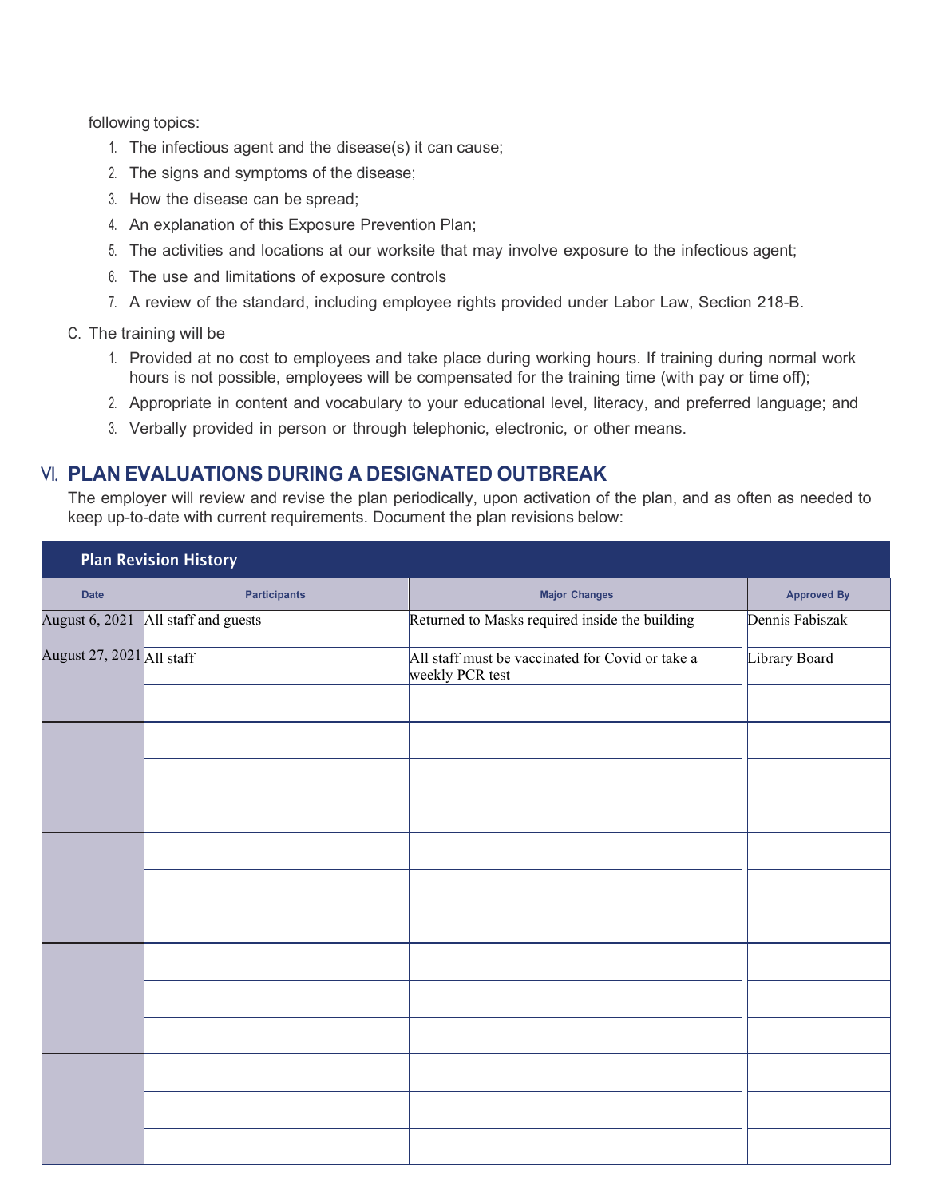following topics:

1. The infectious agent and the disease(s) it can cause;
2. The signs and symptoms of the disease;
3. How the disease can be spread;
4. An explanation of this Exposure Prevention Plan;
5. The activities and locations at our worksite that may involve exposure to the infectious agent;
6. The use and limitations of exposure controls
7. A review of the standard, including employee rights provided under Labor Law, Section 218-B.

C. The training will be

1. Provided at no cost to employees and take place during working hours. If training during normal work hours is not possible, employees will be compensated for the training time (with pay or time off);
2. Appropriate in content and vocabulary to your educational level, literacy, and preferred language; and
3. Verbally provided in person or through telephonic, electronic, or other means.

## VI. PLAN EVALUATIONS DURING A DESIGNATED OUTBREAK

The employer will review and revise the plan periodically, upon activation of the plan, and as often as needed to keep up-to-date with current requirements. Document the plan revisions below:

**Plan Revision History**

| Date | Participants | Major Changes | Approved By |
|---|---|---|---|
| August 6, 2021 | All staff and guests | Returned to Masks required inside the building | Dennis Fabiszak |
| August 27, 2021 | All staff | All staff must be vaccinated for Covid or take a weekly PCR test | Library Board |
| | | | |
| | | | |
| | | | |
| | | | |
| | | | |
| | | | |
| | | | |
| | | | |
| | | | |
| | | | |
| | | | |
| | | | |
| | | | |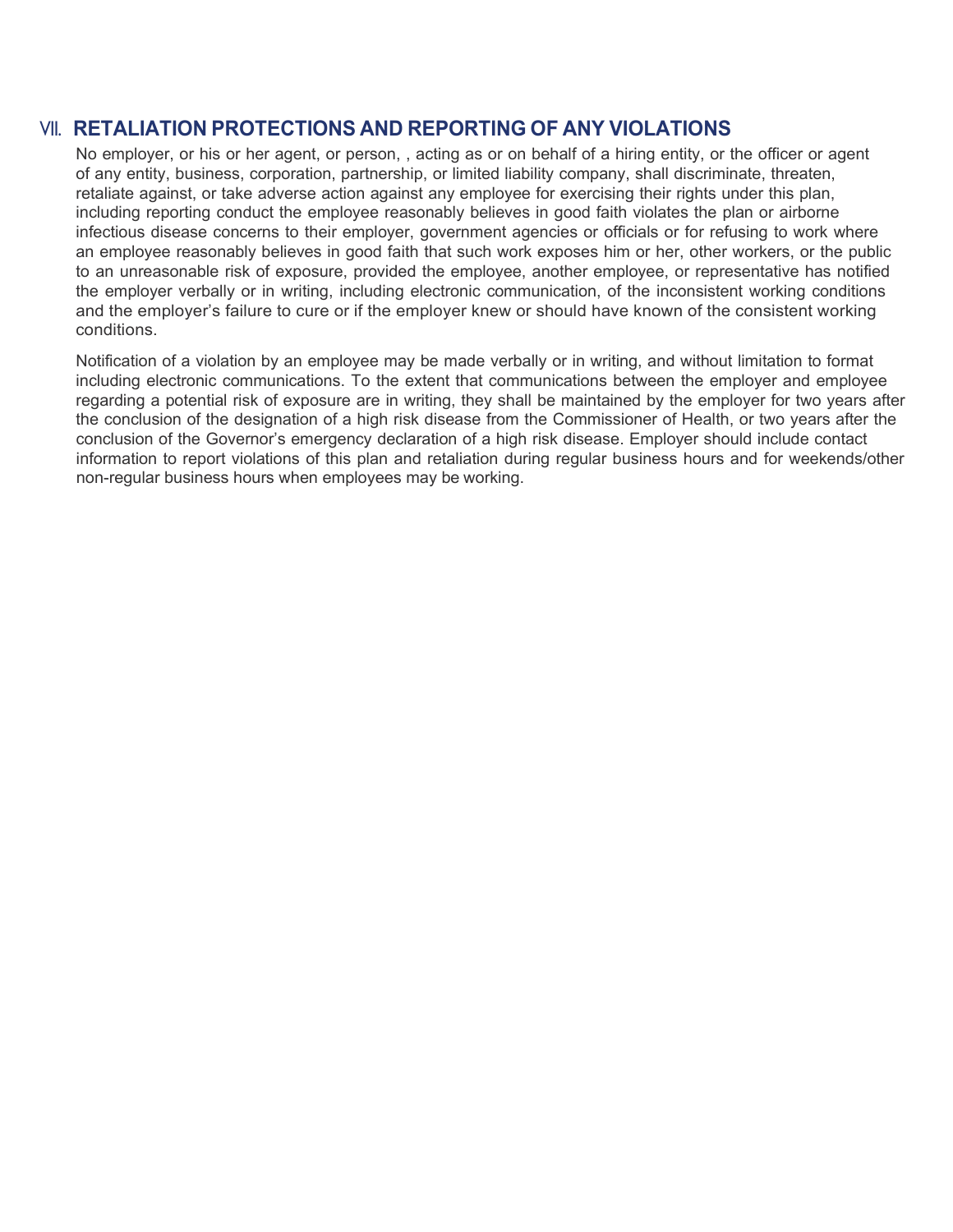## VII. RETALIATION PROTECTIONS AND REPORTING OF ANY VIOLATIONS

No employer, or his or her agent, or person, , acting as or on behalf of a hiring entity, or the officer or agent of any entity, business, corporation, partnership, or limited liability company, shall discriminate, threaten, retaliate against, or take adverse action against any employee for exercising their rights under this plan, including reporting conduct the employee reasonably believes in good faith violates the plan or airborne infectious disease concerns to their employer, government agencies or officials or for refusing to work where an employee reasonably believes in good faith that such work exposes him or her, other workers, or the public to an unreasonable risk of exposure, provided the employee, another employee, or representative has notified the employer verbally or in writing, including electronic communication, of the inconsistent working conditions and the employer's failure to cure or if the employer knew or should have known of the consistent working conditions.

Notification of a violation by an employee may be made verbally or in writing, and without limitation to format including electronic communications. To the extent that communications between the employer and employee regarding a potential risk of exposure are in writing, they shall be maintained by the employer for two years after the conclusion of the designation of a high risk disease from the Commissioner of Health, or two years after the conclusion of the Governor's emergency declaration of a high risk disease. Employer should include contact information to report violations of this plan and retaliation during regular business hours and for weekends/other non-regular business hours when employees may be working.